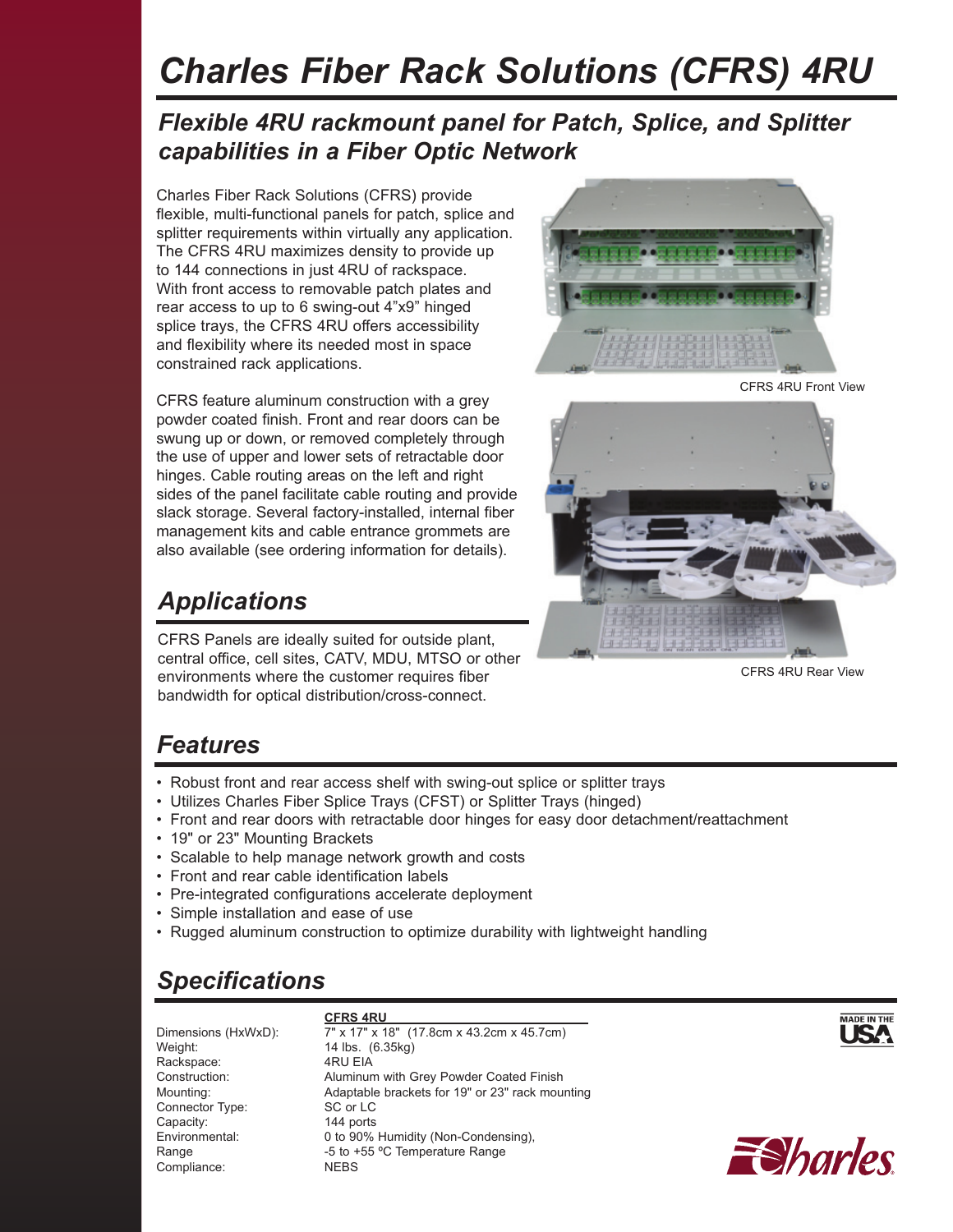# Charles Fiber Rack Solutions (CFRS) 4RU

## Flexible 4RU rackmount panel for Patch, Splice, and Splitter capabilities in a Fiber Optic Network

Charles Fiber Rack Solutions (CFRS) provide flexible, multi-functional panels for patch, splice and splitter requirements within virtually any application. The CFRS 4RU maximizes density to provide up to 144 connections in just 4RU of rackspace. With front access to removable patch plates and rear access to up to 6 swing-out 4"x9" hinged splice trays, the CFRS 4RU offers accessibility and flexibility where its needed most in space constrained rack applications.

CFRS feature aluminum construction with a grey powder coated finish. Front and rear doors can be swung up or down, or removed completely through the use of upper and lower sets of retractable door hinges. Cable routing areas on the left and right sides of the panel facilitate cable routing and provide slack storage. Several factory-installed, internal fiber management kits and cable entrance grommets are also available (see ordering information for details).

CFRS 4RU Front View

CFRS 4RU Rear View

## Applications

CFRS Panels are ideally suited for outside plant, central office, cell sites, CATV, MDU, MTSO or other environments where the customer requires fiber bandwidth for optical distribution/cross-connect.

## Features

- Robust front and rear access shelf with swing-out splice or splitter trays
- Utilizes Charles Fiber Splice Trays (CFST) or Splitter Trays (hinged)
- Front and rear doors with retractable door hinges for easy door detachment/reattachment
- 19" or 23" Mounting Brackets
- Scalable to help manage network growth and costs
- Front and rear cable identification labels
- Pre-integrated configurations accelerate deployment
- Simple installation and ease of use
- Rugged aluminum construction to optimize durability with lightweight handling

## Specifications

| | CFRS 4RU |
|---|---|
| Dimensions (HxWxD): | 7" x 17" x 18" (17.8cm x 43.2cm x 45.7cm) |
| Weight: | 14 lbs. (6.35kg) |
| Rackspace: | 4RU EIA |
| Construction: | Aluminum with Grey Powder Coated Finish |
| Mounting: | Adaptable brackets for 19" or 23" rack mounting |
| Connector Type: | SC or LC |
| Capacity: | 144 ports |
| Environmental: | 0 to 90% Humidity (Non-Condensing), |
| Range | -5 to +55 ºC Temperature Range |
| Compliance: | NEBS |

MADE IN THE USA

Charles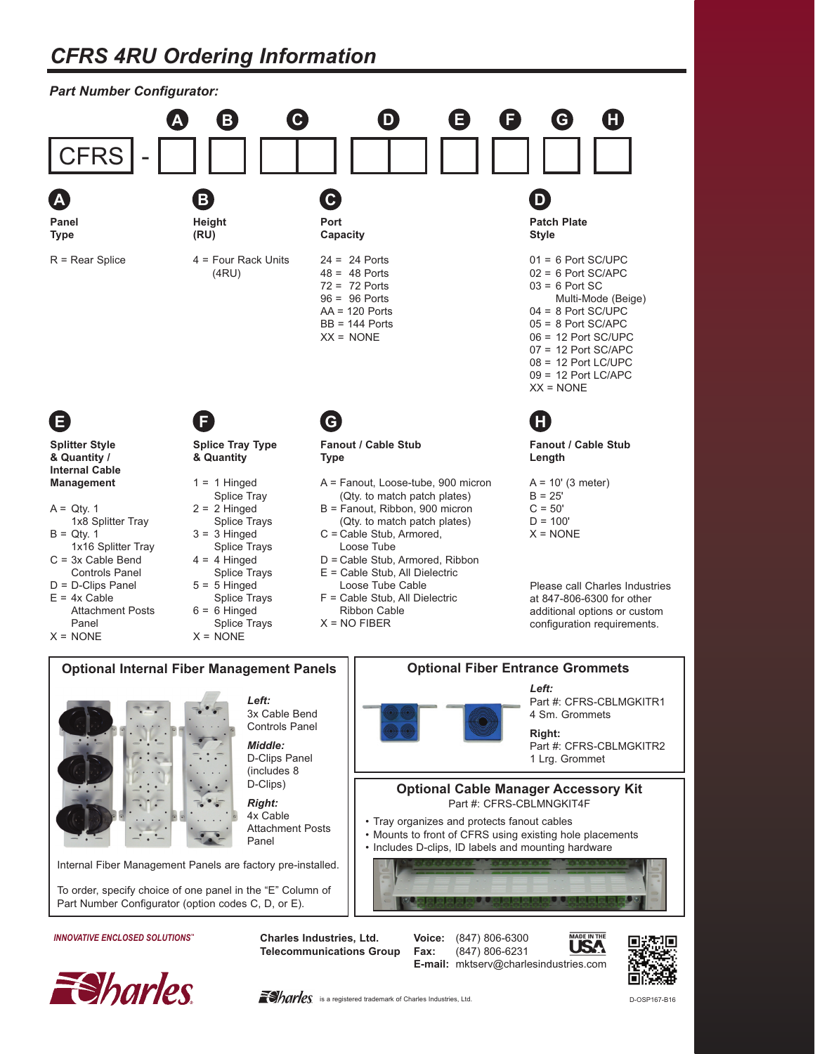# CFRS 4RU Ordering Information

*Part Number Configurator:*

CFRS - [A] [B] [C C] [D D] [E] [F] [G] [H]

**A**
**Panel Type**

R = Rear Splice

**B**
**Height (RU)**

4 = Four Rack Units (4RU)

**C**
**Port Capacity**

24 = 24 Ports
48 = 48 Ports
72 = 72 Ports
96 = 96 Ports
AA = 120 Ports
BB = 144 Ports
XX = NONE

**D**
**Patch Plate Style**

01 = 6 Port SC/UPC
02 = 6 Port SC/APC
03 = 6 Port SC Multi-Mode (Beige)
04 = 8 Port SC/UPC
05 = 8 Port SC/APC
06 = 12 Port SC/UPC
07 = 12 Port SC/APC
08 = 12 Port LC/UPC
09 = 12 Port LC/APC
XX = NONE

**E**
**Splitter Style & Quantity / Internal Cable Management**

A = Qty. 1 1x8 Splitter Tray
B = Qty. 1 1x16 Splitter Tray
C = 3x Cable Bend Controls Panel
D = D-Clips Panel
E = 4x Cable Attachment Posts Panel
X = NONE

**F**
**Splice Tray Type & Quantity**

1 = 1 Hinged Splice Tray
2 = 2 Hinged Splice Trays
3 = 3 Hinged Splice Trays
4 = 4 Hinged Splice Trays
5 = 5 Hinged Splice Trays
6 = 6 Hinged Splice Trays
X = NONE

**G**
**Fanout / Cable Stub Type**

A = Fanout, Loose-tube, 900 micron (Qty. to match patch plates)
B = Fanout, Ribbon, 900 micron (Qty. to match patch plates)
C = Cable Stub, Armored, Loose Tube
D = Cable Stub, Armored, Ribbon
E = Cable Stub, All Dielectric Loose Tube Cable
F = Cable Stub, All Dielectric Ribbon Cable
X = NO FIBER

**H**
**Fanout / Cable Stub Length**

A = 10' (3 meter)
B = 25'
C = 50'
D = 100'
X = NONE

Please call Charles Industries at 847-806-6300 for other additional options or custom configuration requirements.

## Optional Internal Fiber Management Panels

***Left:***
3x Cable Bend Controls Panel

***Middle:***
D-Clips Panel (includes 8 D-Clips)

***Right:***
4x Cable Attachment Posts Panel

Internal Fiber Management Panels are factory pre-installed.

To order, specify choice of one panel in the "E" Column of Part Number Configurator (option codes C, D, or E).

## Optional Fiber Entrance Grommets

***Left:***
Part #: CFRS-CBLMGKITR1
4 Sm. Grommets

**Right:**
Part #: CFRS-CBLMGKITR2
1 Lrg. Grommet

## Optional Cable Manager Accessory Kit

Part #: CFRS-CBLMNGKIT4F

- Tray organizes and protects fanout cables
- Mounts to front of CFRS using existing hole placements
- Includes D-clips, ID labels and mounting hardware

*INNOVATIVE ENCLOSED SOLUTIONS™*

**Charles Industries, Ltd.**
**Telecommunications Group**

**Voice:** (847) 806-6300
**Fax:** (847) 806-6231
**E-mail:** mktserv@charlesindustries.com

MADE IN THE USA

Charles is a registered trademark of Charles Industries, Ltd.

D-OSP167-B16